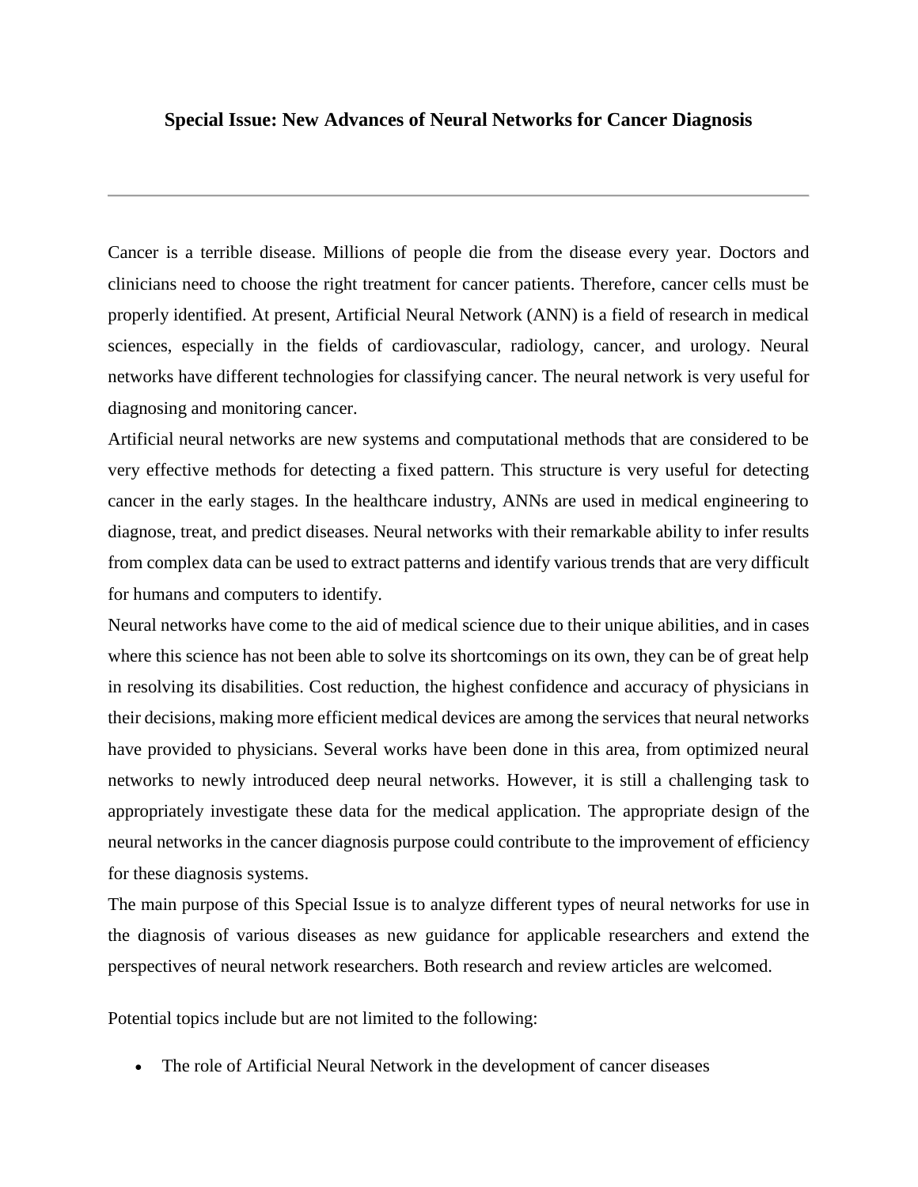# Special Issue: New Advances of Neural Networks for Cancer Diagnosis

---

Cancer is a terrible disease. Millions of people die from the disease every year. Doctors and clinicians need to choose the right treatment for cancer patients. Therefore, cancer cells must be properly identified. At present, Artificial Neural Network (ANN) is a field of research in medical sciences, especially in the fields of cardiovascular, radiology, cancer, and urology. Neural networks have different technologies for classifying cancer. The neural network is very useful for diagnosing and monitoring cancer.

Artificial neural networks are new systems and computational methods that are considered to be very effective methods for detecting a fixed pattern. This structure is very useful for detecting cancer in the early stages. In the healthcare industry, ANNs are used in medical engineering to diagnose, treat, and predict diseases. Neural networks with their remarkable ability to infer results from complex data can be used to extract patterns and identify various trends that are very difficult for humans and computers to identify.

Neural networks have come to the aid of medical science due to their unique abilities, and in cases where this science has not been able to solve its shortcomings on its own, they can be of great help in resolving its disabilities. Cost reduction, the highest confidence and accuracy of physicians in their decisions, making more efficient medical devices are among the services that neural networks have provided to physicians. Several works have been done in this area, from optimized neural networks to newly introduced deep neural networks. However, it is still a challenging task to appropriately investigate these data for the medical application. The appropriate design of the neural networks in the cancer diagnosis purpose could contribute to the improvement of efficiency for these diagnosis systems.

The main purpose of this Special Issue is to analyze different types of neural networks for use in the diagnosis of various diseases as new guidance for applicable researchers and extend the perspectives of neural network researchers. Both research and review articles are welcomed.

Potential topics include but are not limited to the following:

- The role of Artificial Neural Network in the development of cancer diseases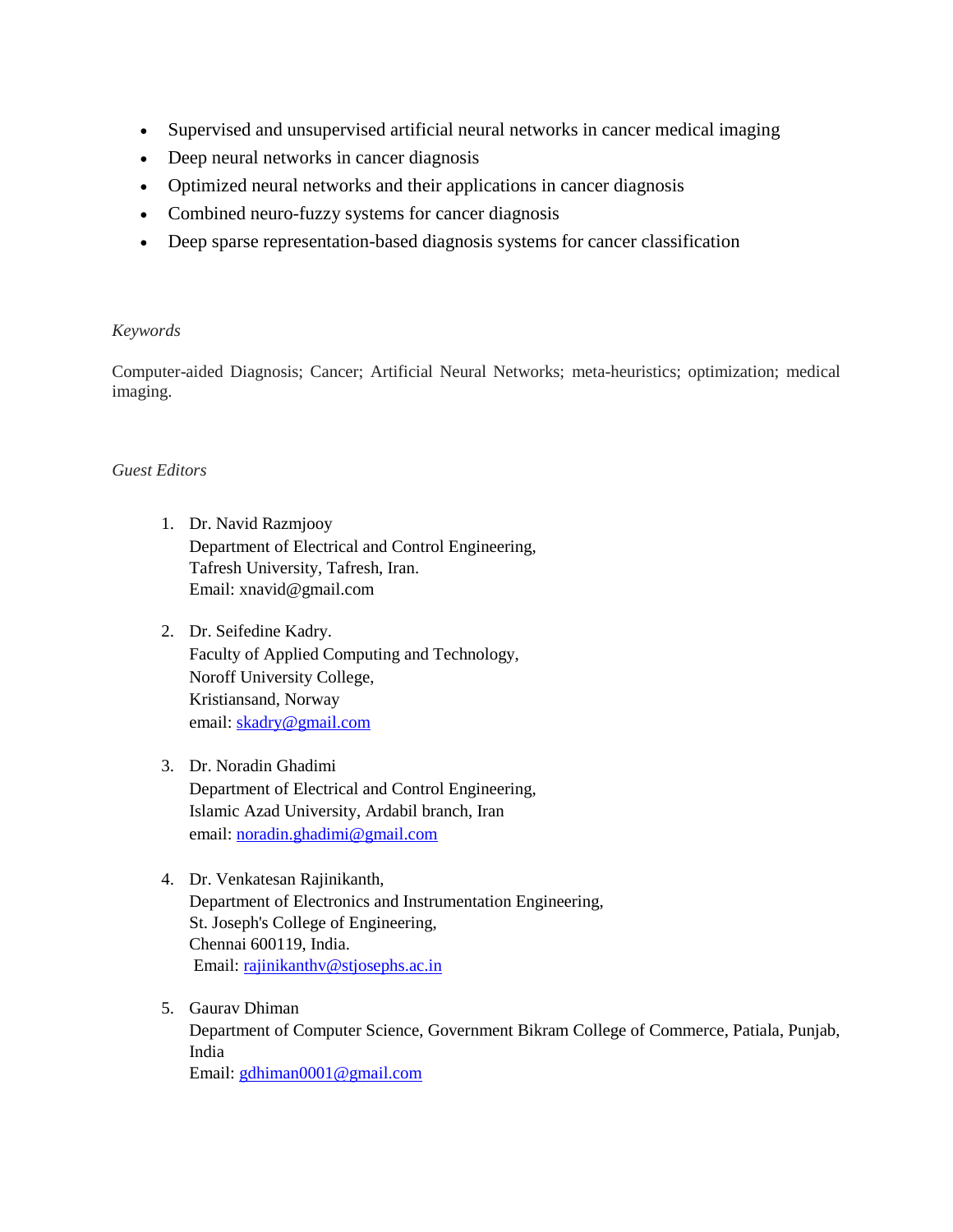- Supervised and unsupervised artificial neural networks in cancer medical imaging
- Deep neural networks in cancer diagnosis
- Optimized neural networks and their applications in cancer diagnosis
- Combined neuro-fuzzy systems for cancer diagnosis
- Deep sparse representation-based diagnosis systems for cancer classification

*Keywords*

Computer-aided Diagnosis; Cancer; Artificial Neural Networks; meta-heuristics; optimization; medical imaging.

*Guest Editors*

1. Dr. Navid Razmjooy
   Department of Electrical and Control Engineering,
   Tafresh University, Tafresh, Iran.
   Email: xnavid@gmail.com

2. Dr. Seifedine Kadry.
   Faculty of Applied Computing and Technology,
   Noroff University College,
   Kristiansand, Norway
   email: skadry@gmail.com

3. Dr. Noradin Ghadimi
   Department of Electrical and Control Engineering,
   Islamic Azad University, Ardabil branch, Iran
   email: noradin.ghadimi@gmail.com

4. Dr. Venkatesan Rajinikanth,
   Department of Electronics and Instrumentation Engineering,
   St. Joseph's College of Engineering,
   Chennai 600119, India.
   Email: rajinikanthv@stjosephs.ac.in

5. Gaurav Dhiman
   Department of Computer Science, Government Bikram College of Commerce, Patiala, Punjab, India
   Email: gdhiman0001@gmail.com